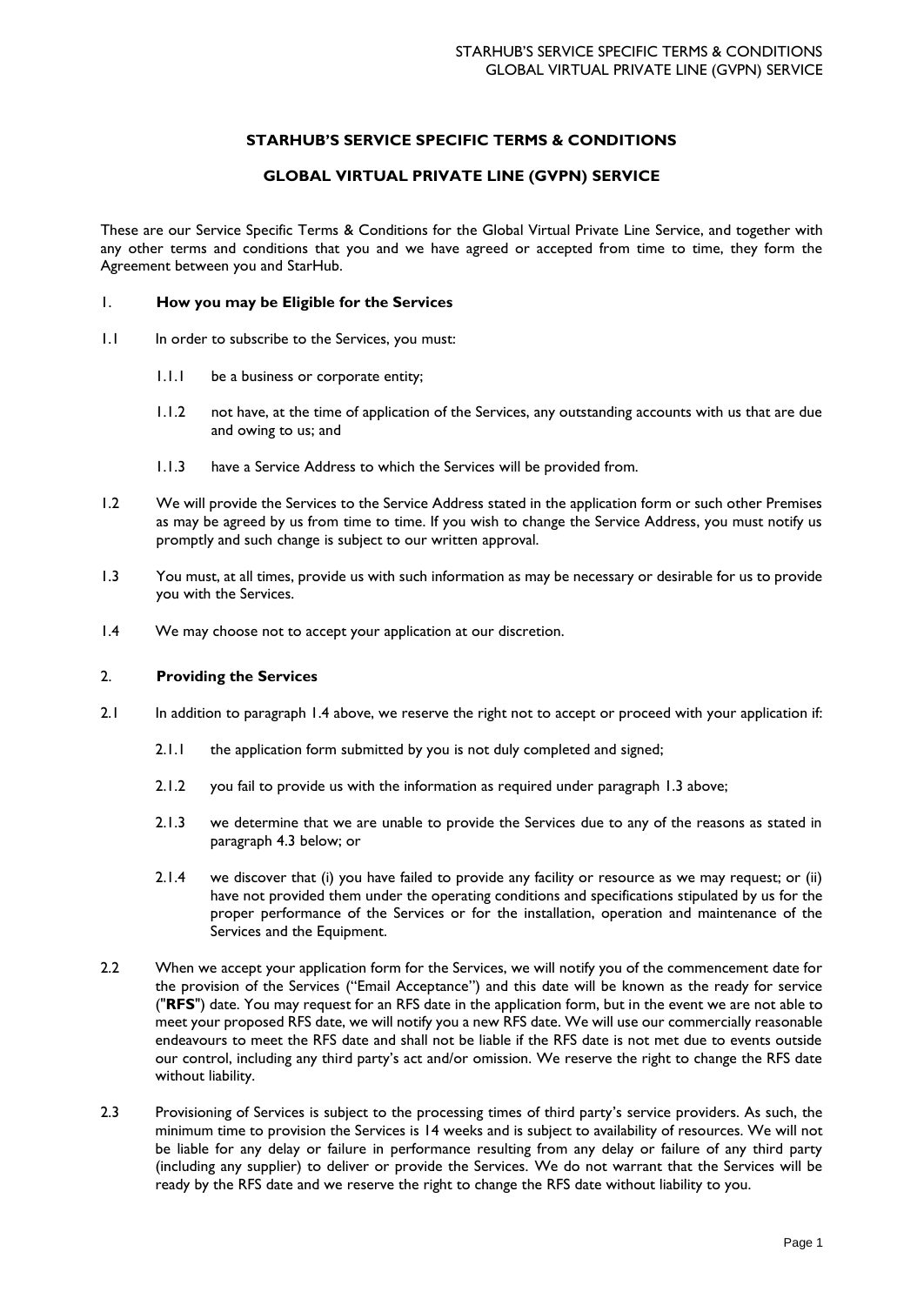# STARHUB'S SERVICE SPECIFIC TERMS & CONDITIONS

## GLOBAL VIRTUAL PRIVATE LINE (GVPN) SERVICE

These are our Service Specific Terms & Conditions for the Global Virtual Private Line Service, and together with any other terms and conditions that you and we have agreed or accepted from time to time, they form the Agreement between you and StarHub.

### 1. How you may be Eligible for the Services

1.1 In order to subscribe to the Services, you must:

1.1.1 be a business or corporate entity;

1.1.2 not have, at the time of application of the Services, any outstanding accounts with us that are due and owing to us; and

1.1.3 have a Service Address to which the Services will be provided from.

1.2 We will provide the Services to the Service Address stated in the application form or such other Premises as may be agreed by us from time to time. If you wish to change the Service Address, you must notify us promptly and such change is subject to our written approval.

1.3 You must, at all times, provide us with such information as may be necessary or desirable for us to provide you with the Services.

1.4 We may choose not to accept your application at our discretion.

### 2. Providing the Services

2.1 In addition to paragraph 1.4 above, we reserve the right not to accept or proceed with your application if:

2.1.1 the application form submitted by you is not duly completed and signed;

2.1.2 you fail to provide us with the information as required under paragraph 1.3 above;

2.1.3 we determine that we are unable to provide the Services due to any of the reasons as stated in paragraph 4.3 below; or

2.1.4 we discover that (i) you have failed to provide any facility or resource as we may request; or (ii) have not provided them under the operating conditions and specifications stipulated by us for the proper performance of the Services or for the installation, operation and maintenance of the Services and the Equipment.

2.2 When we accept your application form for the Services, we will notify you of the commencement date for the provision of the Services ("Email Acceptance") and this date will be known as the ready for service ("**RFS**") date. You may request for an RFS date in the application form, but in the event we are not able to meet your proposed RFS date, we will notify you a new RFS date. We will use our commercially reasonable endeavours to meet the RFS date and shall not be liable if the RFS date is not met due to events outside our control, including any third party's act and/or omission. We reserve the right to change the RFS date without liability.

2.3 Provisioning of Services is subject to the processing times of third party's service providers. As such, the minimum time to provision the Services is 14 weeks and is subject to availability of resources. We will not be liable for any delay or failure in performance resulting from any delay or failure of any third party (including any supplier) to deliver or provide the Services. We do not warrant that the Services will be ready by the RFS date and we reserve the right to change the RFS date without liability to you.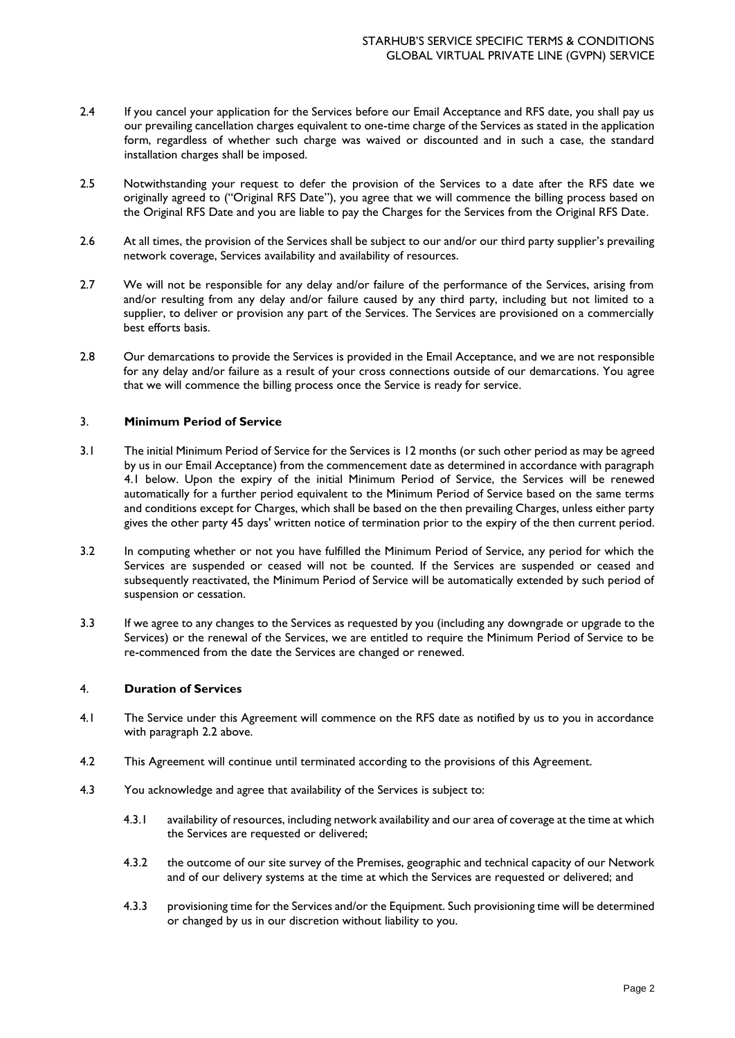2.4 If you cancel your application for the Services before our Email Acceptance and RFS date, you shall pay us our prevailing cancellation charges equivalent to one-time charge of the Services as stated in the application form, regardless of whether such charge was waived or discounted and in such a case, the standard installation charges shall be imposed.

2.5 Notwithstanding your request to defer the provision of the Services to a date after the RFS date we originally agreed to ("Original RFS Date"), you agree that we will commence the billing process based on the Original RFS Date and you are liable to pay the Charges for the Services from the Original RFS Date.

2.6 At all times, the provision of the Services shall be subject to our and/or our third party supplier's prevailing network coverage, Services availability and availability of resources.

2.7 We will not be responsible for any delay and/or failure of the performance of the Services, arising from and/or resulting from any delay and/or failure caused by any third party, including but not limited to a supplier, to deliver or provision any part of the Services. The Services are provisioned on a commercially best efforts basis.

2.8 Our demarcations to provide the Services is provided in the Email Acceptance, and we are not responsible for any delay and/or failure as a result of your cross connections outside of our demarcations. You agree that we will commence the billing process once the Service is ready for service.

## 3. **Minimum Period of Service**

3.1 The initial Minimum Period of Service for the Services is 12 months (or such other period as may be agreed by us in our Email Acceptance) from the commencement date as determined in accordance with paragraph 4.1 below. Upon the expiry of the initial Minimum Period of Service, the Services will be renewed automatically for a further period equivalent to the Minimum Period of Service based on the same terms and conditions except for Charges, which shall be based on the then prevailing Charges, unless either party gives the other party 45 days' written notice of termination prior to the expiry of the then current period.

3.2 In computing whether or not you have fulfilled the Minimum Period of Service, any period for which the Services are suspended or ceased will not be counted. If the Services are suspended or ceased and subsequently reactivated, the Minimum Period of Service will be automatically extended by such period of suspension or cessation.

3.3 If we agree to any changes to the Services as requested by you (including any downgrade or upgrade to the Services) or the renewal of the Services, we are entitled to require the Minimum Period of Service to be re-commenced from the date the Services are changed or renewed.

## 4. **Duration of Services**

4.1 The Service under this Agreement will commence on the RFS date as notified by us to you in accordance with paragraph 2.2 above.

4.2 This Agreement will continue until terminated according to the provisions of this Agreement.

4.3 You acknowledge and agree that availability of the Services is subject to:

4.3.1 availability of resources, including network availability and our area of coverage at the time at which the Services are requested or delivered;

4.3.2 the outcome of our site survey of the Premises, geographic and technical capacity of our Network and of our delivery systems at the time at which the Services are requested or delivered; and

4.3.3 provisioning time for the Services and/or the Equipment. Such provisioning time will be determined or changed by us in our discretion without liability to you.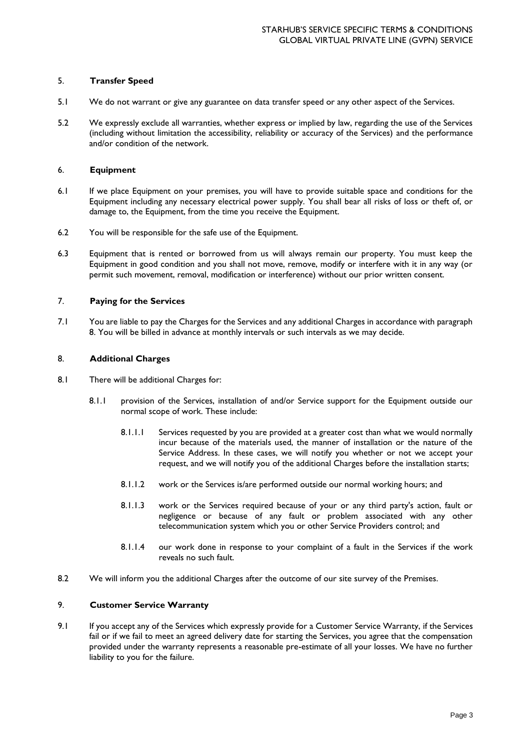## 5. **Transfer Speed**

5.1 We do not warrant or give any guarantee on data transfer speed or any other aspect of the Services.

5.2 We expressly exclude all warranties, whether express or implied by law, regarding the use of the Services (including without limitation the accessibility, reliability or accuracy of the Services) and the performance and/or condition of the network.

## 6. **Equipment**

6.1 If we place Equipment on your premises, you will have to provide suitable space and conditions for the Equipment including any necessary electrical power supply. You shall bear all risks of loss or theft of, or damage to, the Equipment, from the time you receive the Equipment.

6.2 You will be responsible for the safe use of the Equipment.

6.3 Equipment that is rented or borrowed from us will always remain our property. You must keep the Equipment in good condition and you shall not move, remove, modify or interfere with it in any way (or permit such movement, removal, modification or interference) without our prior written consent.

## 7. **Paying for the Services**

7.1 You are liable to pay the Charges for the Services and any additional Charges in accordance with paragraph 8. You will be billed in advance at monthly intervals or such intervals as we may decide.

## 8. **Additional Charges**

8.1 There will be additional Charges for:

8.1.1 provision of the Services, installation of and/or Service support for the Equipment outside our normal scope of work. These include:

8.1.1.1 Services requested by you are provided at a greater cost than what we would normally incur because of the materials used, the manner of installation or the nature of the Service Address. In these cases, we will notify you whether or not we accept your request, and we will notify you of the additional Charges before the installation starts;

8.1.1.2 work or the Services is/are performed outside our normal working hours; and

8.1.1.3 work or the Services required because of your or any third party's action, fault or negligence or because of any fault or problem associated with any other telecommunication system which you or other Service Providers control; and

8.1.1.4 our work done in response to your complaint of a fault in the Services if the work reveals no such fault.

8.2 We will inform you the additional Charges after the outcome of our site survey of the Premises.

## 9. **Customer Service Warranty**

9.1 If you accept any of the Services which expressly provide for a Customer Service Warranty, if the Services fail or if we fail to meet an agreed delivery date for starting the Services, you agree that the compensation provided under the warranty represents a reasonable pre-estimate of all your losses. We have no further liability to you for the failure.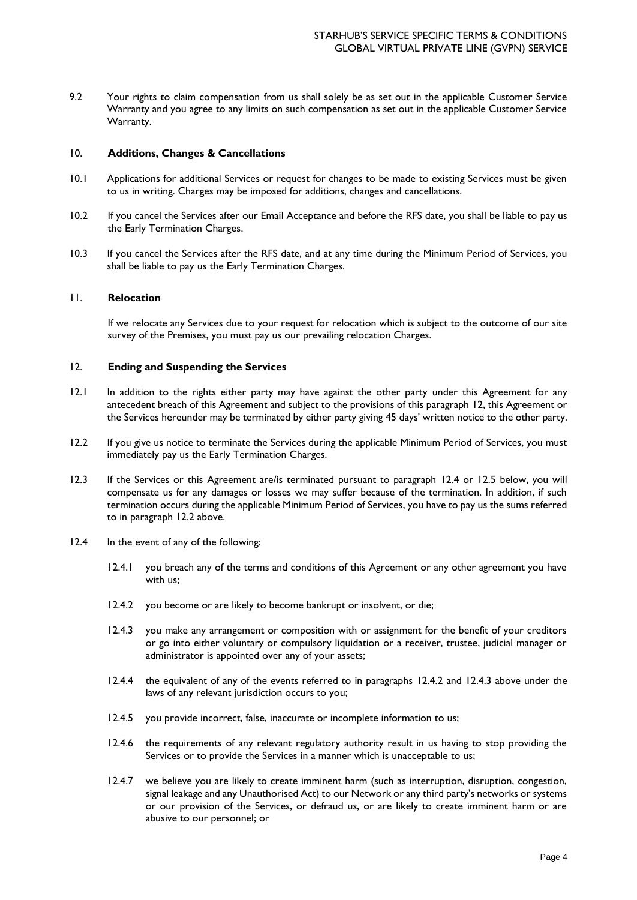9.2 Your rights to claim compensation from us shall solely be as set out in the applicable Customer Service Warranty and you agree to any limits on such compensation as set out in the applicable Customer Service Warranty.

## 10. **Additions, Changes & Cancellations**

10.1 Applications for additional Services or request for changes to be made to existing Services must be given to us in writing. Charges may be imposed for additions, changes and cancellations.

10.2 If you cancel the Services after our Email Acceptance and before the RFS date, you shall be liable to pay us the Early Termination Charges.

10.3 If you cancel the Services after the RFS date, and at any time during the Minimum Period of Services, you shall be liable to pay us the Early Termination Charges.

## 11. **Relocation**

If we relocate any Services due to your request for relocation which is subject to the outcome of our site survey of the Premises, you must pay us our prevailing relocation Charges.

## 12. **Ending and Suspending the Services**

12.1 In addition to the rights either party may have against the other party under this Agreement for any antecedent breach of this Agreement and subject to the provisions of this paragraph 12, this Agreement or the Services hereunder may be terminated by either party giving 45 days' written notice to the other party.

12.2 If you give us notice to terminate the Services during the applicable Minimum Period of Services, you must immediately pay us the Early Termination Charges.

12.3 If the Services or this Agreement are/is terminated pursuant to paragraph 12.4 or 12.5 below, you will compensate us for any damages or losses we may suffer because of the termination. In addition, if such termination occurs during the applicable Minimum Period of Services, you have to pay us the sums referred to in paragraph 12.2 above.

12.4 In the event of any of the following:

12.4.1 you breach any of the terms and conditions of this Agreement or any other agreement you have with us;

12.4.2 you become or are likely to become bankrupt or insolvent, or die;

12.4.3 you make any arrangement or composition with or assignment for the benefit of your creditors or go into either voluntary or compulsory liquidation or a receiver, trustee, judicial manager or administrator is appointed over any of your assets;

12.4.4 the equivalent of any of the events referred to in paragraphs 12.4.2 and 12.4.3 above under the laws of any relevant jurisdiction occurs to you;

12.4.5 you provide incorrect, false, inaccurate or incomplete information to us;

12.4.6 the requirements of any relevant regulatory authority result in us having to stop providing the Services or to provide the Services in a manner which is unacceptable to us;

12.4.7 we believe you are likely to create imminent harm (such as interruption, disruption, congestion, signal leakage and any Unauthorised Act) to our Network or any third party's networks or systems or our provision of the Services, or defraud us, or are likely to create imminent harm or are abusive to our personnel; or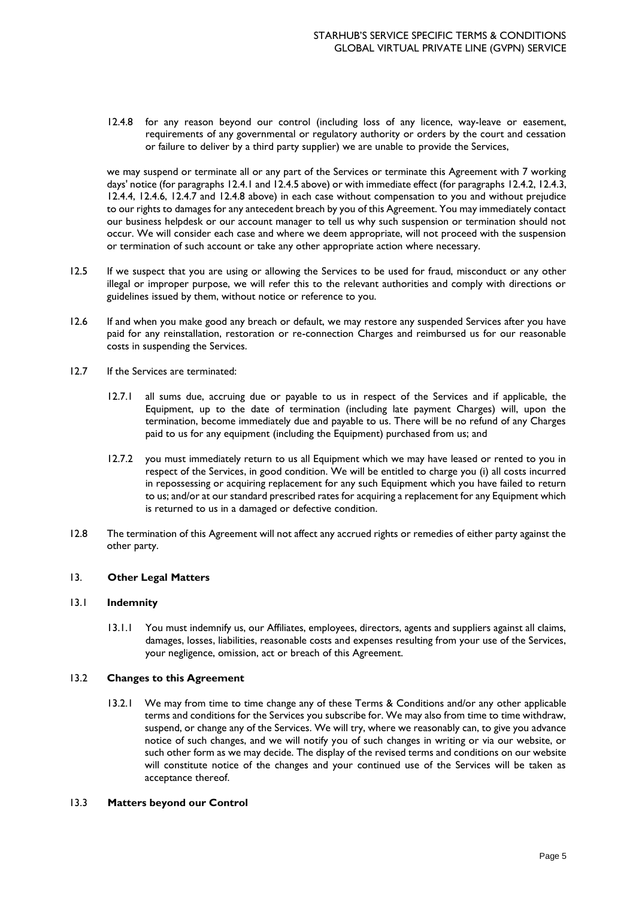12.4.8 for any reason beyond our control (including loss of any licence, way-leave or easement, requirements of any governmental or regulatory authority or orders by the court and cessation or failure to deliver by a third party supplier) we are unable to provide the Services,

we may suspend or terminate all or any part of the Services or terminate this Agreement with 7 working days' notice (for paragraphs 12.4.1 and 12.4.5 above) or with immediate effect (for paragraphs 12.4.2, 12.4.3, 12.4.4, 12.4.6, 12.4.7 and 12.4.8 above) in each case without compensation to you and without prejudice to our rights to damages for any antecedent breach by you of this Agreement. You may immediately contact our business helpdesk or our account manager to tell us why such suspension or termination should not occur. We will consider each case and where we deem appropriate, will not proceed with the suspension or termination of such account or take any other appropriate action where necessary.

12.5 If we suspect that you are using or allowing the Services to be used for fraud, misconduct or any other illegal or improper purpose, we will refer this to the relevant authorities and comply with directions or guidelines issued by them, without notice or reference to you.

12.6 If and when you make good any breach or default, we may restore any suspended Services after you have paid for any reinstallation, restoration or re-connection Charges and reimbursed us for our reasonable costs in suspending the Services.

12.7 If the Services are terminated:

12.7.1 all sums due, accruing due or payable to us in respect of the Services and if applicable, the Equipment, up to the date of termination (including late payment Charges) will, upon the termination, become immediately due and payable to us. There will be no refund of any Charges paid to us for any equipment (including the Equipment) purchased from us; and

12.7.2 you must immediately return to us all Equipment which we may have leased or rented to you in respect of the Services, in good condition. We will be entitled to charge you (i) all costs incurred in repossessing or acquiring replacement for any such Equipment which you have failed to return to us; and/or at our standard prescribed rates for acquiring a replacement for any Equipment which is returned to us in a damaged or defective condition.

12.8 The termination of this Agreement will not affect any accrued rights or remedies of either party against the other party.

## 13. Other Legal Matters

### 13.1 Indemnity

13.1.1 You must indemnify us, our Affiliates, employees, directors, agents and suppliers against all claims, damages, losses, liabilities, reasonable costs and expenses resulting from your use of the Services, your negligence, omission, act or breach of this Agreement.

### 13.2 Changes to this Agreement

13.2.1 We may from time to time change any of these Terms & Conditions and/or any other applicable terms and conditions for the Services you subscribe for. We may also from time to time withdraw, suspend, or change any of the Services. We will try, where we reasonably can, to give you advance notice of such changes, and we will notify you of such changes in writing or via our website, or such other form as we may decide. The display of the revised terms and conditions on our website will constitute notice of the changes and your continued use of the Services will be taken as acceptance thereof.

### 13.3 Matters beyond our Control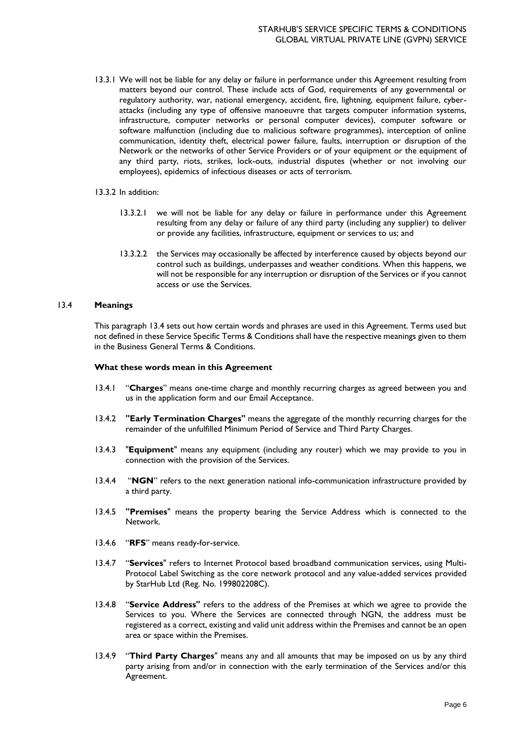13.3.1 We will not be liable for any delay or failure in performance under this Agreement resulting from matters beyond our control. These include acts of God, requirements of any governmental or regulatory authority, war, national emergency, accident, fire, lightning, equipment failure, cyber-attacks (including any type of offensive manoeuvre that targets computer information systems, infrastructure, computer networks or personal computer devices), computer software or software malfunction (including due to malicious software programmes), interception of online communication, identity theft, electrical power failure, faults, interruption or disruption of the Network or the networks of other Service Providers or of your equipment or the equipment of any third party, riots, strikes, lock-outs, industrial disputes (whether or not involving our employees), epidemics of infectious diseases or acts of terrorism.

13.3.2 In addition:

13.3.2.1 we will not be liable for any delay or failure in performance under this Agreement resulting from any delay or failure of any third party (including any supplier) to deliver or provide any facilities, infrastructure, equipment or services to us; and

13.3.2.2 the Services may occasionally be affected by interference caused by objects beyond our control such as buildings, underpasses and weather conditions. When this happens, we will not be responsible for any interruption or disruption of the Services or if you cannot access or use the Services.

## 13.4 Meanings

This paragraph 13.4 sets out how certain words and phrases are used in this Agreement. Terms used but not defined in these Service Specific Terms & Conditions shall have the respective meanings given to them in the Business General Terms & Conditions.

**What these words mean in this Agreement**

13.4.1 "**Charges**" means one-time charge and monthly recurring charges as agreed between you and us in the application form and our Email Acceptance.

13.4.2 **"Early Termination Charges"** means the aggregate of the monthly recurring charges for the remainder of the unfulfilled Minimum Period of Service and Third Party Charges.

13.4.3 "**Equipment**" means any equipment (including any router) which we may provide to you in connection with the provision of the Services.

13.4.4 "**NGN**" refers to the next generation national info-communication infrastructure provided by a third party.

13.4.5 **"Premises**" means the property bearing the Service Address which is connected to the Network.

13.4.6 "**RFS**" means ready-for-service.

13.4.7 "**Services**" refers to Internet Protocol based broadband communication services, using Multi-Protocol Label Switching as the core network protocol and any value-added services provided by StarHub Ltd (Reg. No. 199802208C).

13.4.8 "**Service Address"** refers to the address of the Premises at which we agree to provide the Services to you. Where the Services are connected through NGN, the address must be registered as a correct, existing and valid unit address within the Premises and cannot be an open area or space within the Premises.

13.4.9 "**Third Party Charges**" means any and all amounts that may be imposed on us by any third party arising from and/or in connection with the early termination of the Services and/or this Agreement.